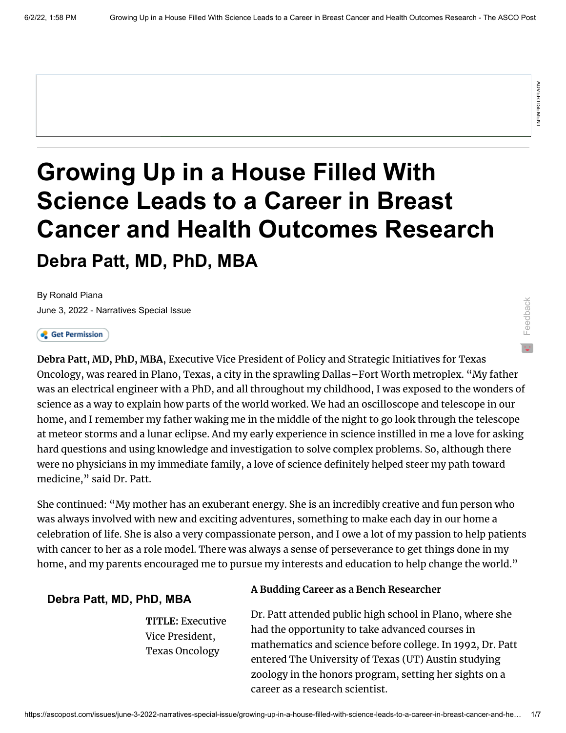# Growing Up in a House Filled With Science Leads to a Career in Breast Cancer and Health Outcomes Research

## Debra Patt, MD, PhD, MBA

By Ronald Piana

June 3, 2022 - Narratives Special Issue

**Debra Patt, MD, PhD, MBA**, Executive Vice President of Policy and Strategic Initiatives for Texas Oncology, was reared in Plano, Texas, a city in the sprawling Dallas–Fort Worth metroplex. "My father was an electrical engineer with a PhD, and all throughout my childhood, I was exposed to the wonders of science as a way to explain how parts of the world worked. We had an oscilloscope and telescope in our home, and I remember my father waking me in the middle of the night to go look through the telescope at meteor storms and a lunar eclipse. And my early experience in science instilled in me a love for asking hard questions and using knowledge and investigation to solve complex problems. So, although there were no physicians in my immediate family, a love of science definitely helped steer my path toward medicine," said Dr. Patt.

She continued: "My mother has an exuberant energy. She is an incredibly creative and fun person who was always involved with new and exciting adventures, something to make each day in our home a celebration of life. She is also a very compassionate person, and I owe a lot of my passion to help patients with cancer to her as a role model. There was always a sense of perseverance to get things done in my home, and my parents encouraged me to pursue my interests and education to help change the world."

**Debra Patt, MD, PhD, MBA**

**TITLE:** Executive Vice President, Texas Oncology

### A Budding Career as a Bench Researcher

Dr. Patt attended public high school in Plano, where she had the opportunity to take advanced courses in mathematics and science before college. In 1992, Dr. Patt entered The University of Texas (UT) Austin studying zoology in the honors program, setting her sights on a career as a research scientist.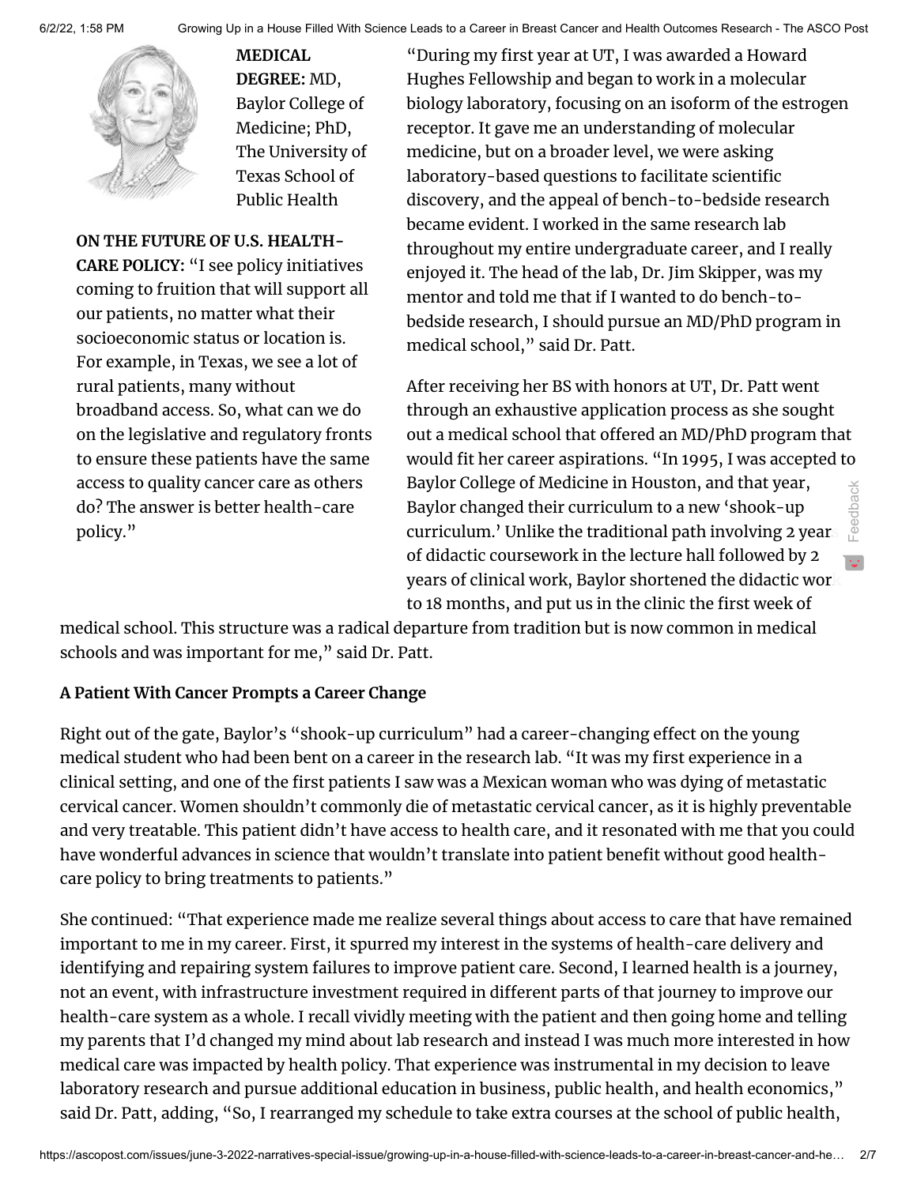**MEDICAL DEGREE:** MD, Baylor College of Medicine; PhD, The University of Texas School of Public Health

**ON THE FUTURE OF U.S. HEALTH-CARE POLICY:** "I see policy initiatives coming to fruition that will support all our patients, no matter what their socioeconomic status or location is. For example, in Texas, we see a lot of rural patients, many without broadband access. So, what can we do on the legislative and regulatory fronts to ensure these patients have the same access to quality cancer care as others do? The answer is better health-care policy."

"During my first year at UT, I was awarded a Howard Hughes Fellowship and began to work in a molecular biology laboratory, focusing on an isoform of the estrogen receptor. It gave me an understanding of molecular medicine, but on a broader level, we were asking laboratory-based questions to facilitate scientific discovery, and the appeal of bench-to-bedside research became evident. I worked in the same research lab throughout my entire undergraduate career, and I really enjoyed it. The head of the lab, Dr. Jim Skipper, was my mentor and told me that if I wanted to do bench-to-bedside research, I should pursue an MD/PhD program in medical school," said Dr. Patt.

After receiving her BS with honors at UT, Dr. Patt went through an exhaustive application process as she sought out a medical school that offered an MD/PhD program that would fit her career aspirations. "In 1995, I was accepted to Baylor College of Medicine in Houston, and that year, Baylor changed their curriculum to a new 'shook-up curriculum.' Unlike the traditional path involving 2 years of didactic coursework in the lecture hall followed by 2 years of clinical work, Baylor shortened the didactic work to 18 months, and put us in the clinic the first week of medical school. This structure was a radical departure from tradition but is now common in medical schools and was important for me," said Dr. Patt.

### A Patient With Cancer Prompts a Career Change

Right out of the gate, Baylor's "shook-up curriculum" had a career-changing effect on the young medical student who had been bent on a career in the research lab. "It was my first experience in a clinical setting, and one of the first patients I saw was a Mexican woman who was dying of metastatic cervical cancer. Women shouldn't commonly die of metastatic cervical cancer, as it is highly preventable and very treatable. This patient didn't have access to health care, and it resonated with me that you could have wonderful advances in science that wouldn't translate into patient benefit without good health-care policy to bring treatments to patients."

She continued: "That experience made me realize several things about access to care that have remained important to me in my career. First, it spurred my interest in the systems of health-care delivery and identifying and repairing system failures to improve patient care. Second, I learned health is a journey, not an event, with infrastructure investment required in different parts of that journey to improve our health-care system as a whole. I recall vividly meeting with the patient and then going home and telling my parents that I'd changed my mind about lab research and instead I was much more interested in how medical care was impacted by health policy. That experience was instrumental in my decision to leave laboratory research and pursue additional education in business, public health, and health economics," said Dr. Patt, adding, "So, I rearranged my schedule to take extra courses at the school of public health,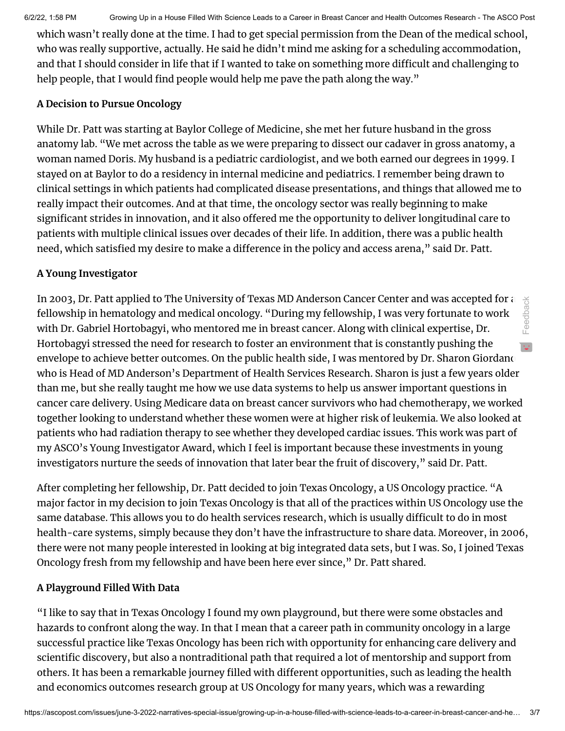which wasn't really done at the time. I had to get special permission from the Dean of the medical school, who was really supportive, actually. He said he didn't mind me asking for a scheduling accommodation, and that I should consider in life that if I wanted to take on something more difficult and challenging to help people, that I would find people would help me pave the path along the way."

**A Decision to Pursue Oncology**

While Dr. Patt was starting at Baylor College of Medicine, she met her future husband in the gross anatomy lab. "We met across the table as we were preparing to dissect our cadaver in gross anatomy, a woman named Doris. My husband is a pediatric cardiologist, and we both earned our degrees in 1999. I stayed on at Baylor to do a residency in internal medicine and pediatrics. I remember being drawn to clinical settings in which patients had complicated disease presentations, and things that allowed me to really impact their outcomes. And at that time, the oncology sector was really beginning to make significant strides in innovation, and it also offered me the opportunity to deliver longitudinal care to patients with multiple clinical issues over decades of their life. In addition, there was a public health need, which satisfied my desire to make a difference in the policy and access arena," said Dr. Patt.

**A Young Investigator**

In 2003, Dr. Patt applied to The University of Texas MD Anderson Cancer Center and was accepted for a fellowship in hematology and medical oncology. "During my fellowship, I was very fortunate to work with Dr. Gabriel Hortobagyi, who mentored me in breast cancer. Along with clinical expertise, Dr. Hortobagyi stressed the need for research to foster an environment that is constantly pushing the envelope to achieve better outcomes. On the public health side, I was mentored by Dr. Sharon Giordano who is Head of MD Anderson's Department of Health Services Research. Sharon is just a few years older than me, but she really taught me how we use data systems to help us answer important questions in cancer care delivery. Using Medicare data on breast cancer survivors who had chemotherapy, we worked together looking to understand whether these women were at higher risk of leukemia. We also looked at patients who had radiation therapy to see whether they developed cardiac issues. This work was part of my ASCO's Young Investigator Award, which I feel is important because these investments in young investigators nurture the seeds of innovation that later bear the fruit of discovery," said Dr. Patt.

After completing her fellowship, Dr. Patt decided to join Texas Oncology, a US Oncology practice. "A major factor in my decision to join Texas Oncology is that all of the practices within US Oncology use the same database. This allows you to do health services research, which is usually difficult to do in most health-care systems, simply because they don't have the infrastructure to share data. Moreover, in 2006, there were not many people interested in looking at big integrated data sets, but I was. So, I joined Texas Oncology fresh from my fellowship and have been here ever since," Dr. Patt shared.

**A Playground Filled With Data**

"I like to say that in Texas Oncology I found my own playground, but there were some obstacles and hazards to confront along the way. In that I mean that a career path in community oncology in a large successful practice like Texas Oncology has been rich with opportunity for enhancing care delivery and scientific discovery, but also a nontraditional path that required a lot of mentorship and support from others. It has been a remarkable journey filled with different opportunities, such as leading the health and economics outcomes research group at US Oncology for many years, which was a rewarding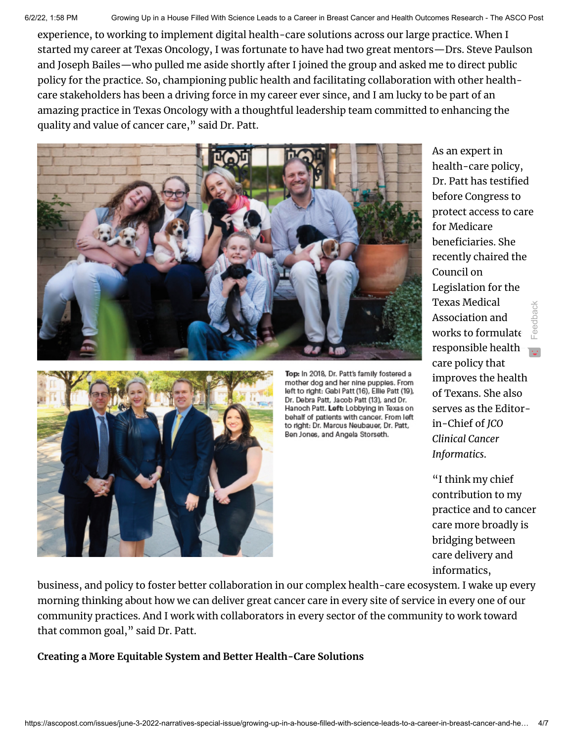experience, to working to implement digital health-care solutions across our large practice. When I started my career at Texas Oncology, I was fortunate to have had two great mentors—Drs. Steve Paulson and Joseph Bailes—who pulled me aside shortly after I joined the group and asked me to direct public policy for the practice. So, championing public health and facilitating collaboration with other health-care stakeholders has been a driving force in my career ever since, and I am lucky to be part of an amazing practice in Texas Oncology with a thoughtful leadership team committed to enhancing the quality and value of cancer care," said Dr. Patt.

**Top:** In 2018, Dr. Patt's family fostered a mother dog and her nine puppies. From left to right: Gabi Patt (16), Ellie Patt (19), Dr. Debra Patt, Jacob Patt (13), and Dr. Hanoch Patt. **Left:** Lobbying in Texas on behalf of patients with cancer. From left to right: Dr. Marcus Neubauer, Dr. Patt, Ben Jones, and Angela Storseth.

As an expert in health-care policy, Dr. Patt has testified before Congress to protect access to care for Medicare beneficiaries. She recently chaired the Council on Legislation for the Texas Medical Association and works to formulate responsible health care policy that improves the health of Texans. She also serves as the Editor-in-Chief of *JCO Clinical Cancer Informatics*.

"I think my chief contribution to my practice and to cancer care more broadly is bridging between care delivery and informatics, business, and policy to foster better collaboration in our complex health-care ecosystem. I wake up every morning thinking about how we can deliver great cancer care in every site of service in every one of our community practices. And I work with collaborators in every sector of the community to work toward that common goal," said Dr. Patt.

**Creating a More Equitable System and Better Health-Care Solutions**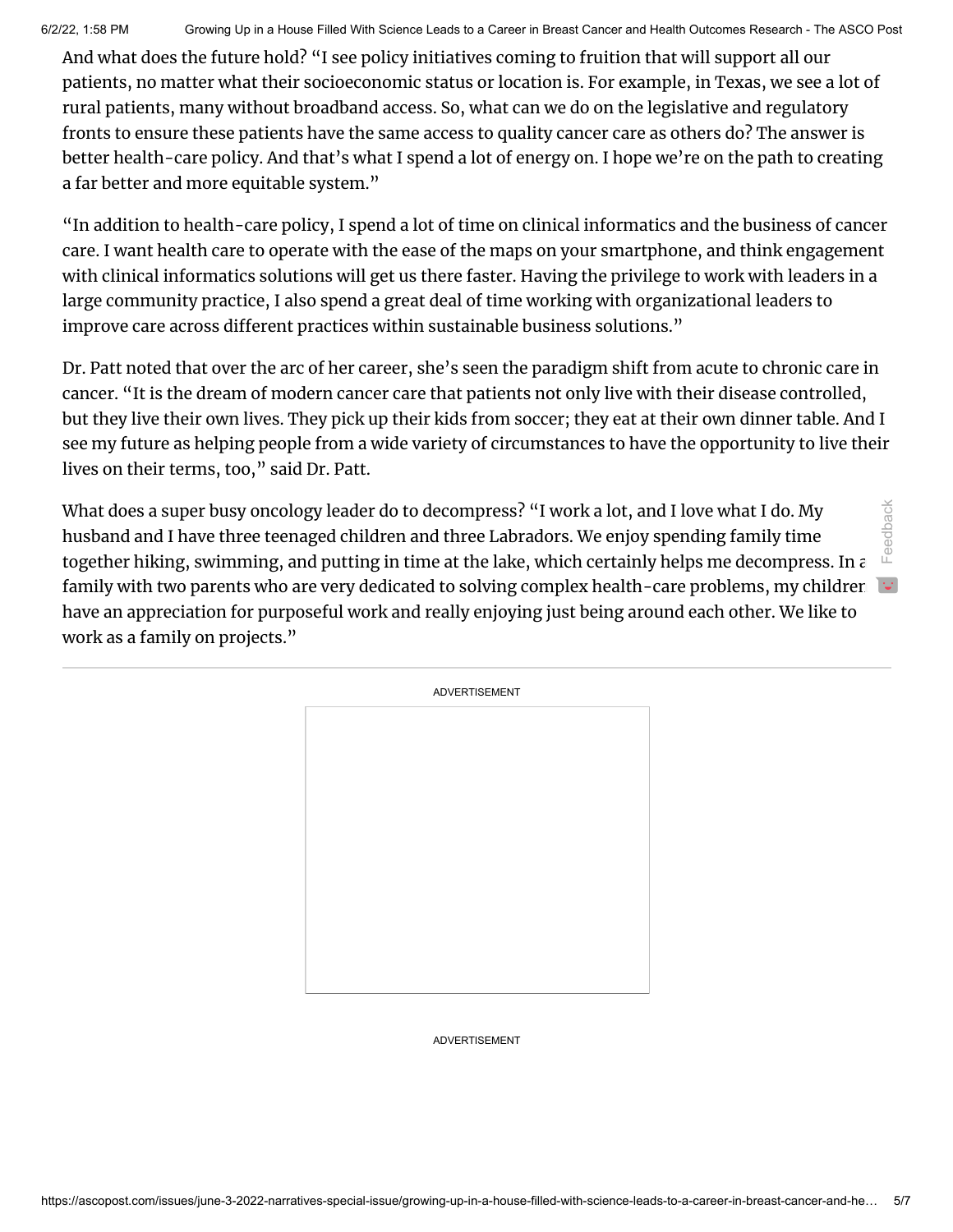And what does the future hold? "I see policy initiatives coming to fruition that will support all our patients, no matter what their socioeconomic status or location is. For example, in Texas, we see a lot of rural patients, many without broadband access. So, what can we do on the legislative and regulatory fronts to ensure these patients have the same access to quality cancer care as others do? The answer is better health-care policy. And that's what I spend a lot of energy on. I hope we're on the path to creating a far better and more equitable system."

"In addition to health-care policy, I spend a lot of time on clinical informatics and the business of cancer care. I want health care to operate with the ease of the maps on your smartphone, and think engagement with clinical informatics solutions will get us there faster. Having the privilege to work with leaders in a large community practice, I also spend a great deal of time working with organizational leaders to improve care across different practices within sustainable business solutions."

Dr. Patt noted that over the arc of her career, she's seen the paradigm shift from acute to chronic care in cancer. "It is the dream of modern cancer care that patients not only live with their disease controlled, but they live their own lives. They pick up their kids from soccer; they eat at their own dinner table. And I see my future as helping people from a wide variety of circumstances to have the opportunity to live their lives on their terms, too," said Dr. Patt.

What does a super busy oncology leader do to decompress? "I work a lot, and I love what I do. My husband and I have three teenaged children and three Labradors. We enjoy spending family time together hiking, swimming, and putting in time at the lake, which certainly helps me decompress. In a family with two parents who are very dedicated to solving complex health-care problems, my children have an appreciation for purposeful work and really enjoying just being around each other. We like to work as a family on projects."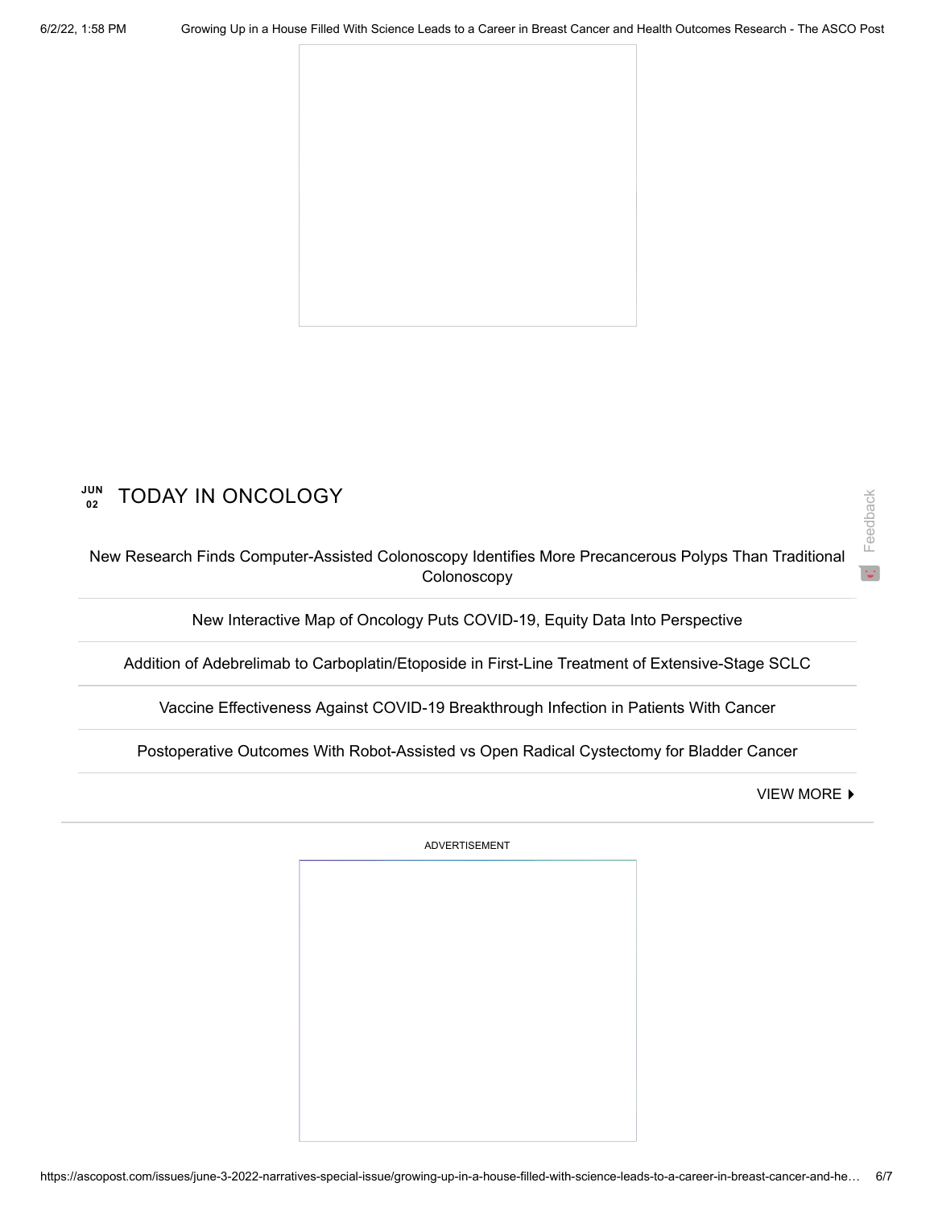JUN 02

## TODAY IN ONCOLOGY

New Research Finds Computer-Assisted Colonoscopy Identifies More Precancerous Polyps Than Traditional Colonoscopy

New Interactive Map of Oncology Puts COVID-19, Equity Data Into Perspective

Addition of Adebrelimab to Carboplatin/Etoposide in First-Line Treatment of Extensive-Stage SCLC

Vaccine Effectiveness Against COVID-19 Breakthrough Infection in Patients With Cancer

Postoperative Outcomes With Robot-Assisted vs Open Radical Cystectomy for Bladder Cancer

VIEW MORE

ADVERTISEMENT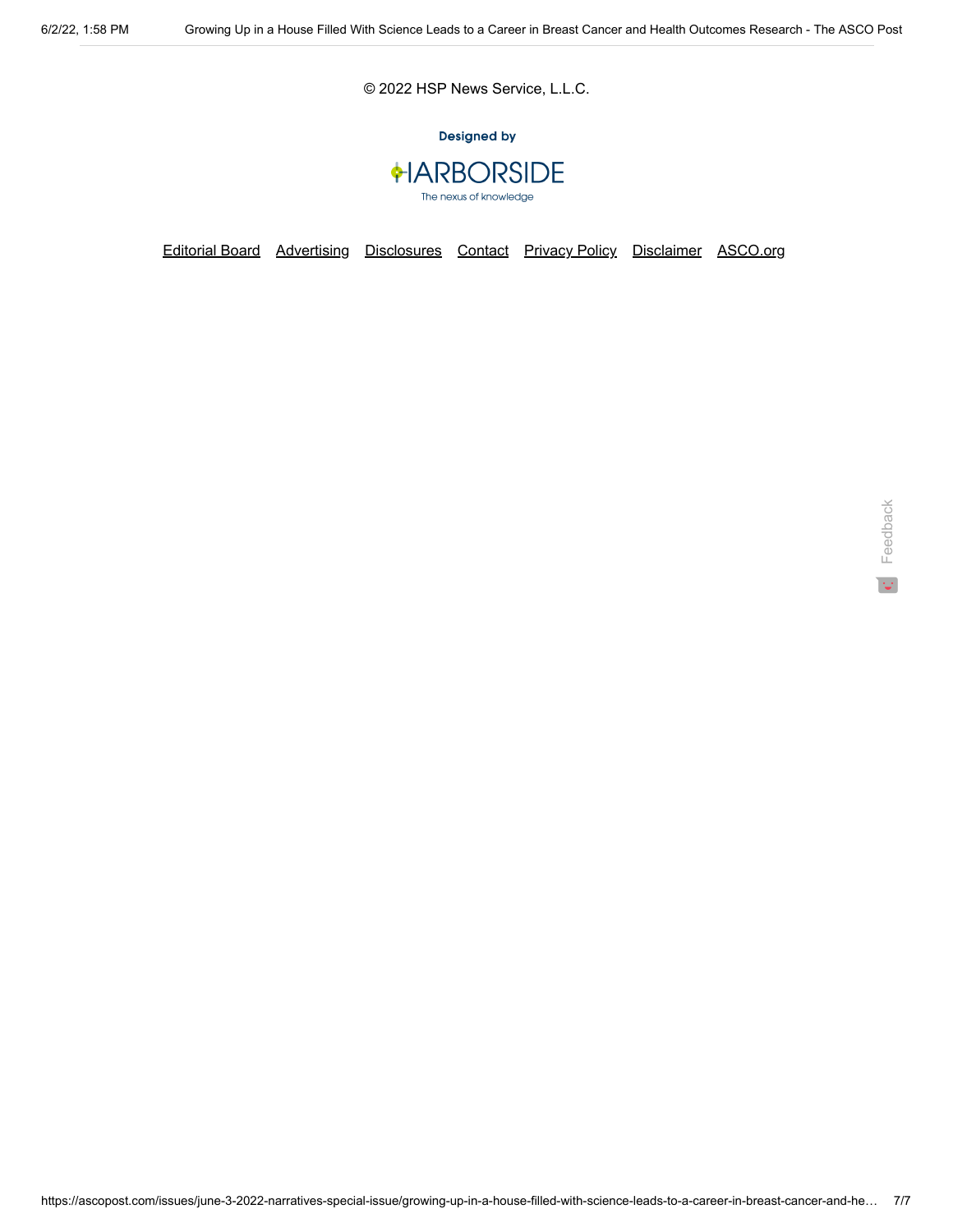© 2022 HSP News Service, L.L.C.

Designed by

HARBORSIDE

The nexus of knowledge

Editorial Board   Advertising   Disclosures   Contact   Privacy Policy   Disclaimer   ASCO.org

Feedback